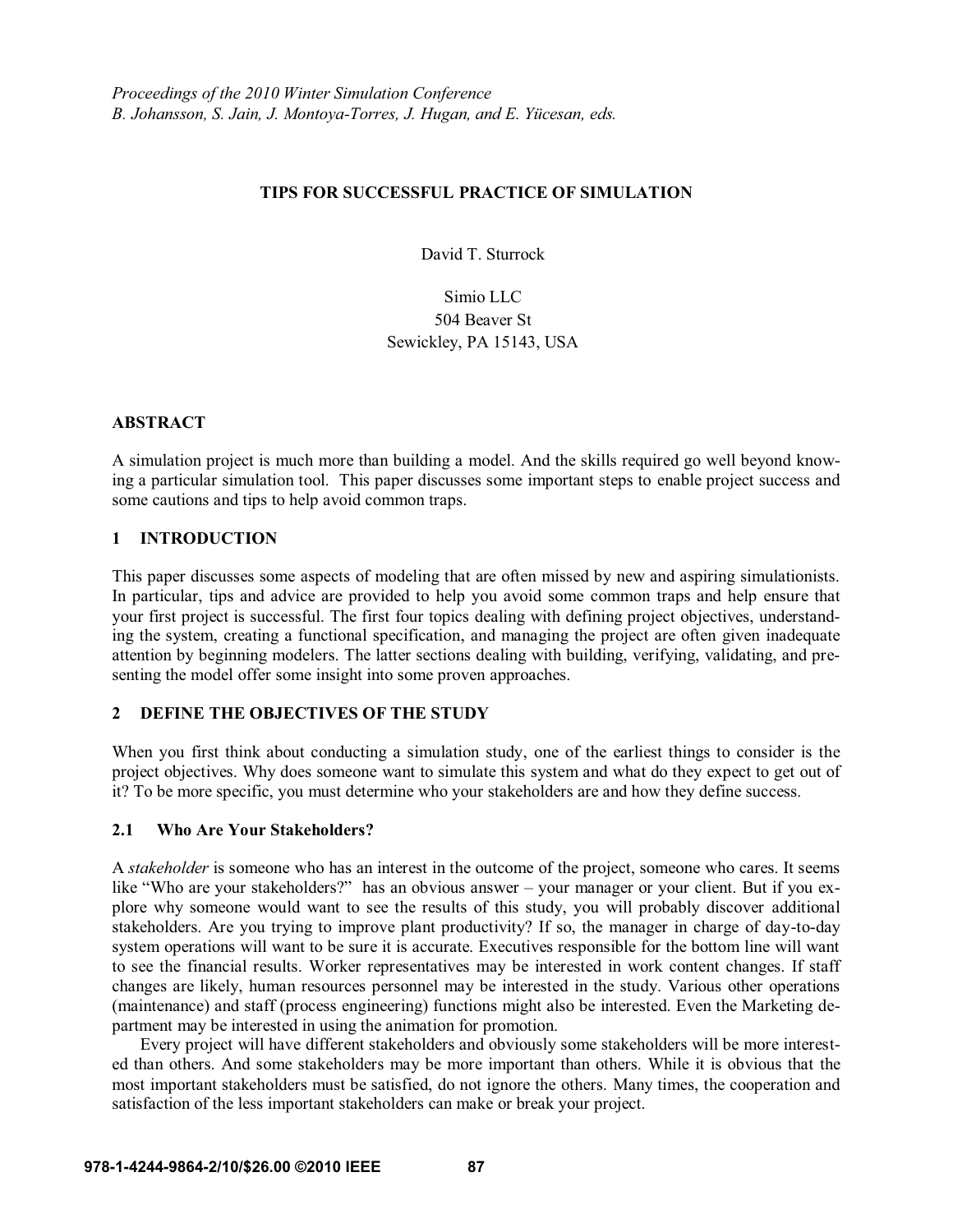*Proceedings of the 2010 Winter Simulation Conference*
*B. Johansson, S. Jain, J. Montoya-Torres, J. Hugan, and E. Yücesan, eds.*

# TIPS FOR SUCCESSFUL PRACTICE OF SIMULATION

David T. Sturrock

Simio LLC
504 Beaver St
Sewickley, PA 15143, USA

## ABSTRACT

A simulation project is much more than building a model. And the skills required go well beyond knowing a particular simulation tool. This paper discusses some important steps to enable project success and some cautions and tips to help avoid common traps.

## 1 INTRODUCTION

This paper discusses some aspects of modeling that are often missed by new and aspiring simulationists. In particular, tips and advice are provided to help you avoid some common traps and help ensure that your first project is successful. The first four topics dealing with defining project objectives, understanding the system, creating a functional specification, and managing the project are often given inadequate attention by beginning modelers. The latter sections dealing with building, verifying, validating, and presenting the model offer some insight into some proven approaches.

## 2 DEFINE THE OBJECTIVES OF THE STUDY

When you first think about conducting a simulation study, one of the earliest things to consider is the project objectives. Why does someone want to simulate this system and what do they expect to get out of it? To be more specific, you must determine who your stakeholders are and how they define success.

### 2.1 Who Are Your Stakeholders?

A *stakeholder* is someone who has an interest in the outcome of the project, someone who cares. It seems like "Who are your stakeholders?" has an obvious answer – your manager or your client. But if you explore why someone would want to see the results of this study, you will probably discover additional stakeholders. Are you trying to improve plant productivity? If so, the manager in charge of day-to-day system operations will want to be sure it is accurate. Executives responsible for the bottom line will want to see the financial results. Worker representatives may be interested in work content changes. If staff changes are likely, human resources personnel may be interested in the study. Various other operations (maintenance) and staff (process engineering) functions might also be interested. Even the Marketing department may be interested in using the animation for promotion.

Every project will have different stakeholders and obviously some stakeholders will be more interested than others. And some stakeholders may be more important than others. While it is obvious that the most important stakeholders must be satisfied, do not ignore the others. Many times, the cooperation and satisfaction of the less important stakeholders can make or break your project.

978-1-4244-9864-2/10/$26.00 ©2010 IEEE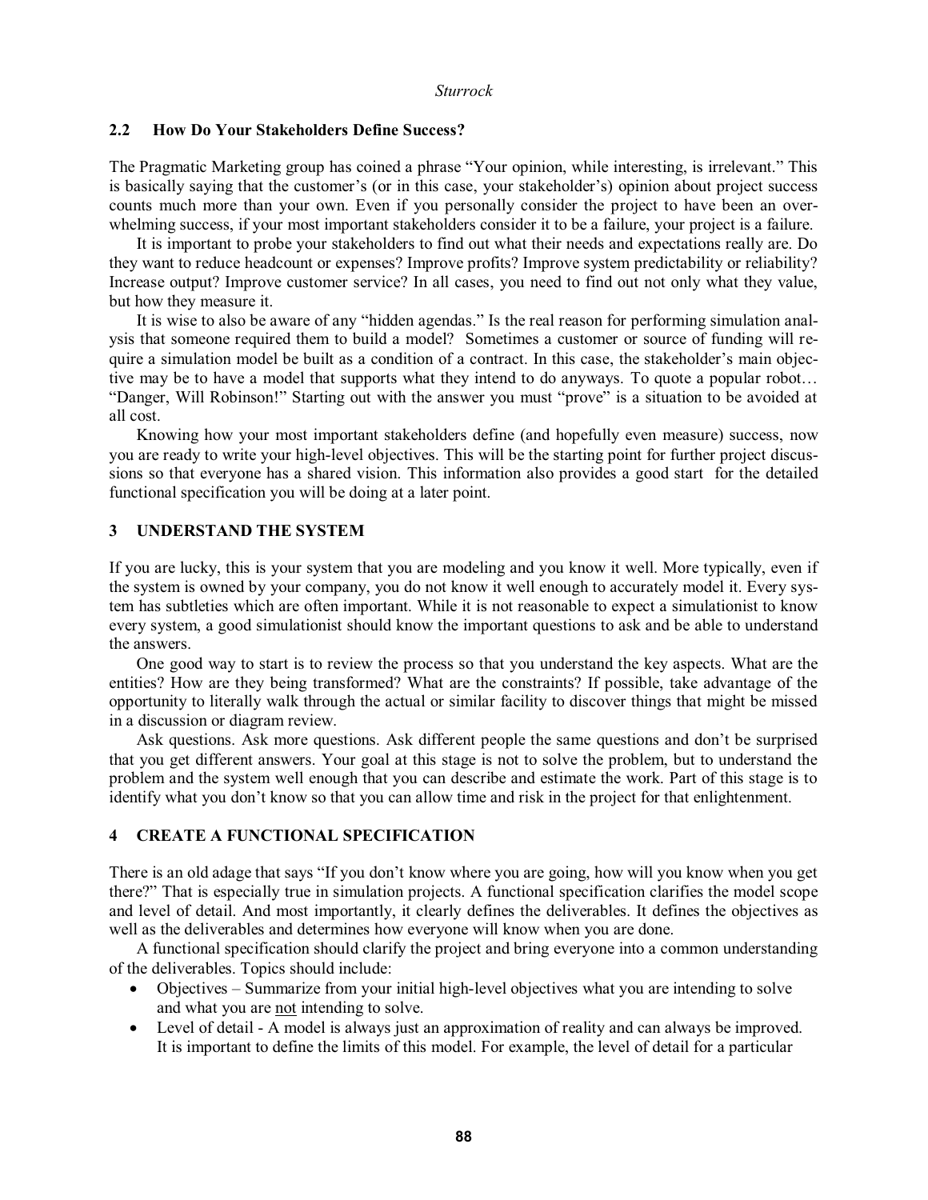### 2.2 How Do Your Stakeholders Define Success?

The Pragmatic Marketing group has coined a phrase "Your opinion, while interesting, is irrelevant." This is basically saying that the customer's (or in this case, your stakeholder's) opinion about project success counts much more than your own. Even if you personally consider the project to have been an overwhelming success, if your most important stakeholders consider it to be a failure, your project is a failure.

It is important to probe your stakeholders to find out what their needs and expectations really are. Do they want to reduce headcount or expenses? Improve profits? Improve system predictability or reliability? Increase output? Improve customer service? In all cases, you need to find out not only what they value, but how they measure it.

It is wise to also be aware of any "hidden agendas." Is the real reason for performing simulation analysis that someone required them to build a model? Sometimes a customer or source of funding will require a simulation model be built as a condition of a contract. In this case, the stakeholder's main objective may be to have a model that supports what they intend to do anyways. To quote a popular robot… "Danger, Will Robinson!" Starting out with the answer you must "prove" is a situation to be avoided at all cost.

Knowing how your most important stakeholders define (and hopefully even measure) success, now you are ready to write your high-level objectives. This will be the starting point for further project discussions so that everyone has a shared vision. This information also provides a good start for the detailed functional specification you will be doing at a later point.

## 3 UNDERSTAND THE SYSTEM

If you are lucky, this is your system that you are modeling and you know it well. More typically, even if the system is owned by your company, you do not know it well enough to accurately model it. Every system has subtleties which are often important. While it is not reasonable to expect a simulationist to know every system, a good simulationist should know the important questions to ask and be able to understand the answers.

One good way to start is to review the process so that you understand the key aspects. What are the entities? How are they being transformed? What are the constraints? If possible, take advantage of the opportunity to literally walk through the actual or similar facility to discover things that might be missed in a discussion or diagram review.

Ask questions. Ask more questions. Ask different people the same questions and don't be surprised that you get different answers. Your goal at this stage is not to solve the problem, but to understand the problem and the system well enough that you can describe and estimate the work. Part of this stage is to identify what you don't know so that you can allow time and risk in the project for that enlightenment.

## 4 CREATE A FUNCTIONAL SPECIFICATION

There is an old adage that says "If you don't know where you are going, how will you know when you get there?" That is especially true in simulation projects. A functional specification clarifies the model scope and level of detail. And most importantly, it clearly defines the deliverables. It defines the objectives as well as the deliverables and determines how everyone will know when you are done.

A functional specification should clarify the project and bring everyone into a common understanding of the deliverables. Topics should include:

- Objectives – Summarize from your initial high-level objectives what you are intending to solve and what you are not intending to solve.
- Level of detail - A model is always just an approximation of reality and can always be improved. It is important to define the limits of this model. For example, the level of detail for a particular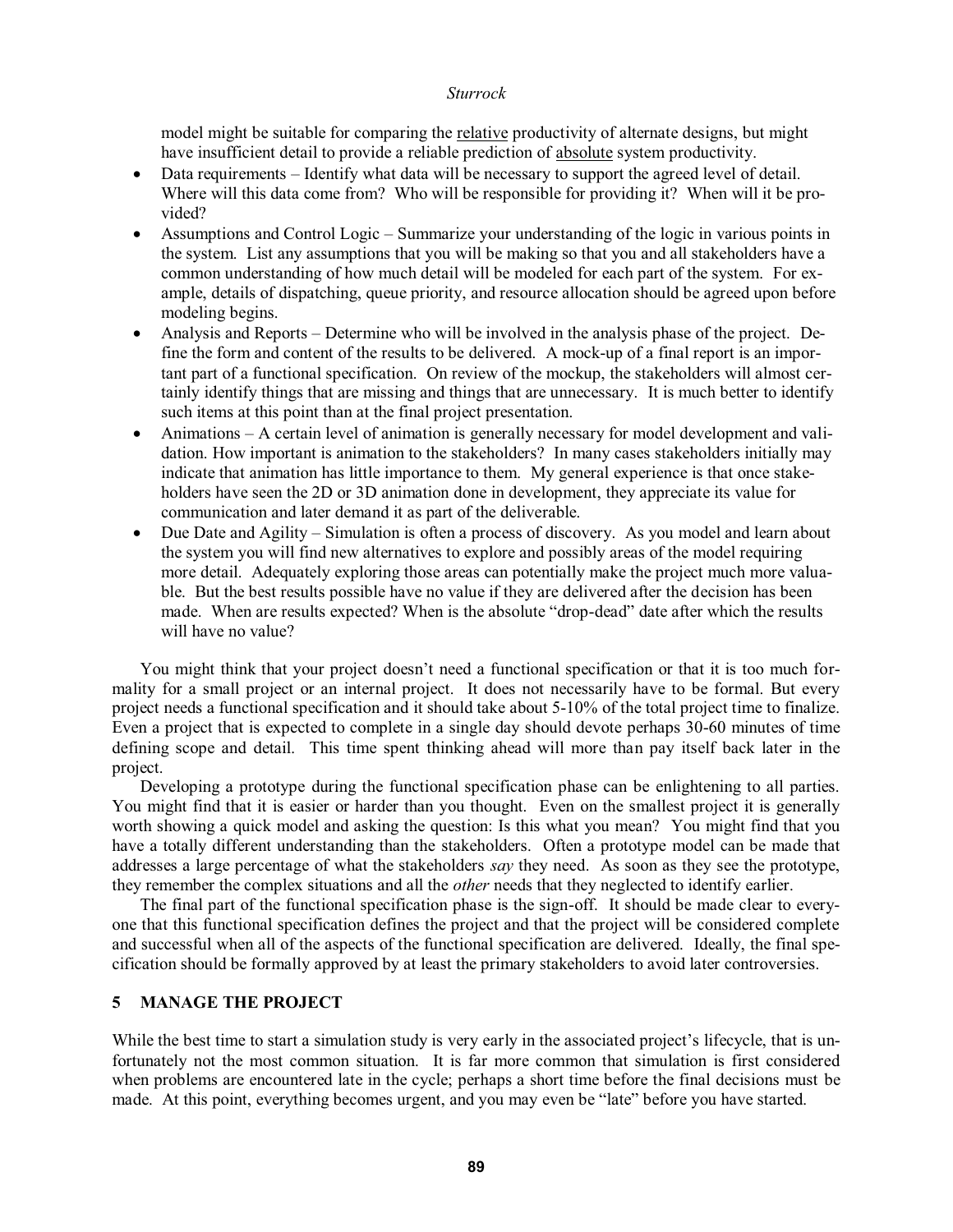model might be suitable for comparing the <u>relative</u> productivity of alternate designs, but might have insufficient detail to provide a reliable prediction of <u>absolute</u> system productivity.

- Data requirements – Identify what data will be necessary to support the agreed level of detail. Where will this data come from? Who will be responsible for providing it? When will it be provided?
- Assumptions and Control Logic – Summarize your understanding of the logic in various points in the system. List any assumptions that you will be making so that you and all stakeholders have a common understanding of how much detail will be modeled for each part of the system. For example, details of dispatching, queue priority, and resource allocation should be agreed upon before modeling begins.
- Analysis and Reports – Determine who will be involved in the analysis phase of the project. Define the form and content of the results to be delivered. A mock-up of a final report is an important part of a functional specification. On review of the mockup, the stakeholders will almost certainly identify things that are missing and things that are unnecessary. It is much better to identify such items at this point than at the final project presentation.
- Animations – A certain level of animation is generally necessary for model development and validation. How important is animation to the stakeholders? In many cases stakeholders initially may indicate that animation has little importance to them. My general experience is that once stakeholders have seen the 2D or 3D animation done in development, they appreciate its value for communication and later demand it as part of the deliverable.
- Due Date and Agility – Simulation is often a process of discovery. As you model and learn about the system you will find new alternatives to explore and possibly areas of the model requiring more detail. Adequately exploring those areas can potentially make the project much more valuable. But the best results possible have no value if they are delivered after the decision has been made. When are results expected? When is the absolute "drop-dead" date after which the results will have no value?

You might think that your project doesn't need a functional specification or that it is too much formality for a small project or an internal project. It does not necessarily have to be formal. But every project needs a functional specification and it should take about 5-10% of the total project time to finalize. Even a project that is expected to complete in a single day should devote perhaps 30-60 minutes of time defining scope and detail. This time spent thinking ahead will more than pay itself back later in the project.

Developing a prototype during the functional specification phase can be enlightening to all parties. You might find that it is easier or harder than you thought. Even on the smallest project it is generally worth showing a quick model and asking the question: Is this what you mean? You might find that you have a totally different understanding than the stakeholders. Often a prototype model can be made that addresses a large percentage of what the stakeholders *say* they need. As soon as they see the prototype, they remember the complex situations and all the *other* needs that they neglected to identify earlier.

The final part of the functional specification phase is the sign-off. It should be made clear to everyone that this functional specification defines the project and that the project will be considered complete and successful when all of the aspects of the functional specification are delivered. Ideally, the final specification should be formally approved by at least the primary stakeholders to avoid later controversies.

## 5 MANAGE THE PROJECT

While the best time to start a simulation study is very early in the associated project's lifecycle, that is unfortunately not the most common situation. It is far more common that simulation is first considered when problems are encountered late in the cycle; perhaps a short time before the final decisions must be made. At this point, everything becomes urgent, and you may even be "late" before you have started.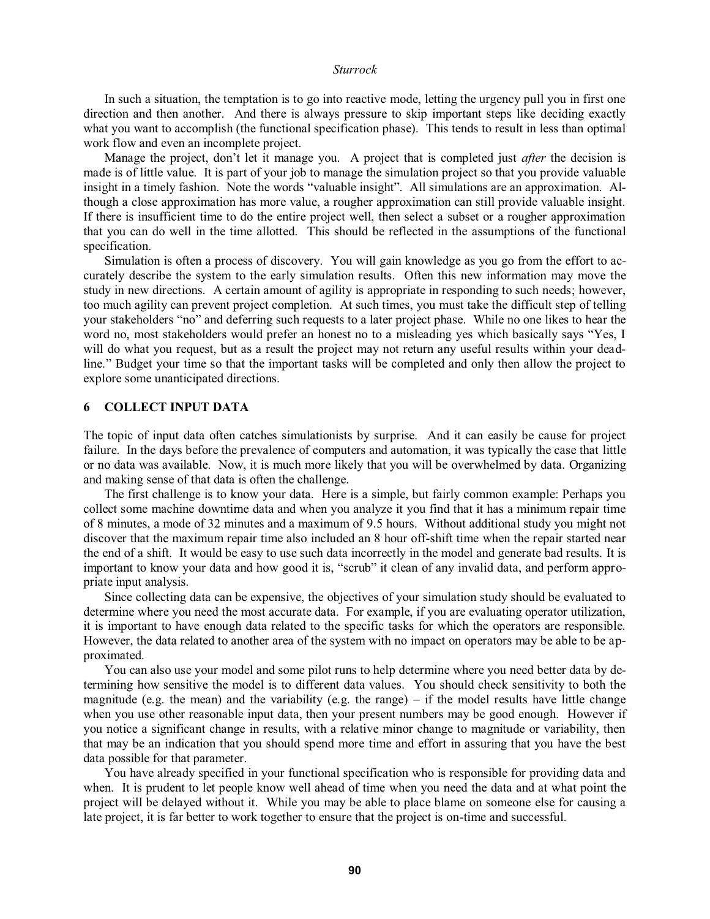In such a situation, the temptation is to go into reactive mode, letting the urgency pull you in first one direction and then another. And there is always pressure to skip important steps like deciding exactly what you want to accomplish (the functional specification phase). This tends to result in less than optimal work flow and even an incomplete project.

Manage the project, don't let it manage you. A project that is completed just *after* the decision is made is of little value. It is part of your job to manage the simulation project so that you provide valuable insight in a timely fashion. Note the words "valuable insight". All simulations are an approximation. Although a close approximation has more value, a rougher approximation can still provide valuable insight. If there is insufficient time to do the entire project well, then select a subset or a rougher approximation that you can do well in the time allotted. This should be reflected in the assumptions of the functional specification.

Simulation is often a process of discovery. You will gain knowledge as you go from the effort to accurately describe the system to the early simulation results. Often this new information may move the study in new directions. A certain amount of agility is appropriate in responding to such needs; however, too much agility can prevent project completion. At such times, you must take the difficult step of telling your stakeholders "no" and deferring such requests to a later project phase. While no one likes to hear the word no, most stakeholders would prefer an honest no to a misleading yes which basically says "Yes, I will do what you request, but as a result the project may not return any useful results within your deadline." Budget your time so that the important tasks will be completed and only then allow the project to explore some unanticipated directions.

## 6 COLLECT INPUT DATA

The topic of input data often catches simulationists by surprise. And it can easily be cause for project failure. In the days before the prevalence of computers and automation, it was typically the case that little or no data was available. Now, it is much more likely that you will be overwhelmed by data. Organizing and making sense of that data is often the challenge.

The first challenge is to know your data. Here is a simple, but fairly common example: Perhaps you collect some machine downtime data and when you analyze it you find that it has a minimum repair time of 8 minutes, a mode of 32 minutes and a maximum of 9.5 hours. Without additional study you might not discover that the maximum repair time also included an 8 hour off-shift time when the repair started near the end of a shift. It would be easy to use such data incorrectly in the model and generate bad results. It is important to know your data and how good it is, "scrub" it clean of any invalid data, and perform appropriate input analysis.

Since collecting data can be expensive, the objectives of your simulation study should be evaluated to determine where you need the most accurate data. For example, if you are evaluating operator utilization, it is important to have enough data related to the specific tasks for which the operators are responsible. However, the data related to another area of the system with no impact on operators may be able to be approximated.

You can also use your model and some pilot runs to help determine where you need better data by determining how sensitive the model is to different data values. You should check sensitivity to both the magnitude (e.g. the mean) and the variability (e.g. the range) – if the model results have little change when you use other reasonable input data, then your present numbers may be good enough. However if you notice a significant change in results, with a relative minor change to magnitude or variability, then that may be an indication that you should spend more time and effort in assuring that you have the best data possible for that parameter.

You have already specified in your functional specification who is responsible for providing data and when. It is prudent to let people know well ahead of time when you need the data and at what point the project will be delayed without it. While you may be able to place blame on someone else for causing a late project, it is far better to work together to ensure that the project is on-time and successful.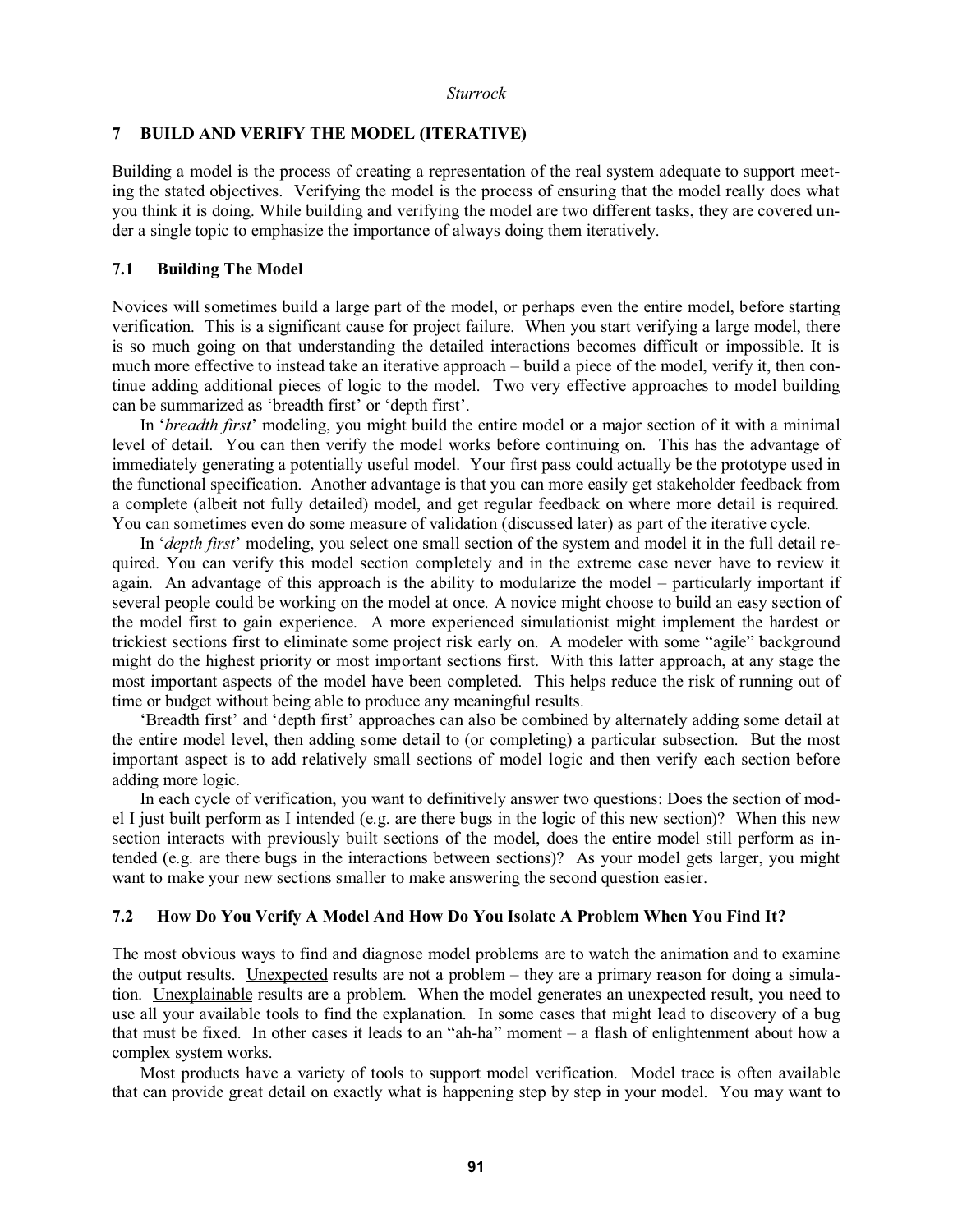## 7 BUILD AND VERIFY THE MODEL (ITERATIVE)

Building a model is the process of creating a representation of the real system adequate to support meeting the stated objectives. Verifying the model is the process of ensuring that the model really does what you think it is doing. While building and verifying the model are two different tasks, they are covered under a single topic to emphasize the importance of always doing them iteratively.

### 7.1 Building The Model

Novices will sometimes build a large part of the model, or perhaps even the entire model, before starting verification. This is a significant cause for project failure. When you start verifying a large model, there is so much going on that understanding the detailed interactions becomes difficult or impossible. It is much more effective to instead take an iterative approach – build a piece of the model, verify it, then continue adding additional pieces of logic to the model. Two very effective approaches to model building can be summarized as 'breadth first' or 'depth first'.

In '*breadth first*' modeling, you might build the entire model or a major section of it with a minimal level of detail. You can then verify the model works before continuing on. This has the advantage of immediately generating a potentially useful model. Your first pass could actually be the prototype used in the functional specification. Another advantage is that you can more easily get stakeholder feedback from a complete (albeit not fully detailed) model, and get regular feedback on where more detail is required. You can sometimes even do some measure of validation (discussed later) as part of the iterative cycle.

In '*depth first*' modeling, you select one small section of the system and model it in the full detail required. You can verify this model section completely and in the extreme case never have to review it again. An advantage of this approach is the ability to modularize the model – particularly important if several people could be working on the model at once. A novice might choose to build an easy section of the model first to gain experience. A more experienced simulationist might implement the hardest or trickiest sections first to eliminate some project risk early on. A modeler with some "agile" background might do the highest priority or most important sections first. With this latter approach, at any stage the most important aspects of the model have been completed. This helps reduce the risk of running out of time or budget without being able to produce any meaningful results.

'Breadth first' and 'depth first' approaches can also be combined by alternately adding some detail at the entire model level, then adding some detail to (or completing) a particular subsection. But the most important aspect is to add relatively small sections of model logic and then verify each section before adding more logic.

In each cycle of verification, you want to definitively answer two questions: Does the section of model I just built perform as I intended (e.g. are there bugs in the logic of this new section)? When this new section interacts with previously built sections of the model, does the entire model still perform as intended (e.g. are there bugs in the interactions between sections)? As your model gets larger, you might want to make your new sections smaller to make answering the second question easier.

### 7.2 How Do You Verify A Model And How Do You Isolate A Problem When You Find It?

The most obvious ways to find and diagnose model problems are to watch the animation and to examine the output results. Unexpected results are not a problem – they are a primary reason for doing a simulation. Unexplainable results are a problem. When the model generates an unexpected result, you need to use all your available tools to find the explanation. In some cases that might lead to discovery of a bug that must be fixed. In other cases it leads to an "ah-ha" moment – a flash of enlightenment about how a complex system works.

Most products have a variety of tools to support model verification. Model trace is often available that can provide great detail on exactly what is happening step by step in your model. You may want to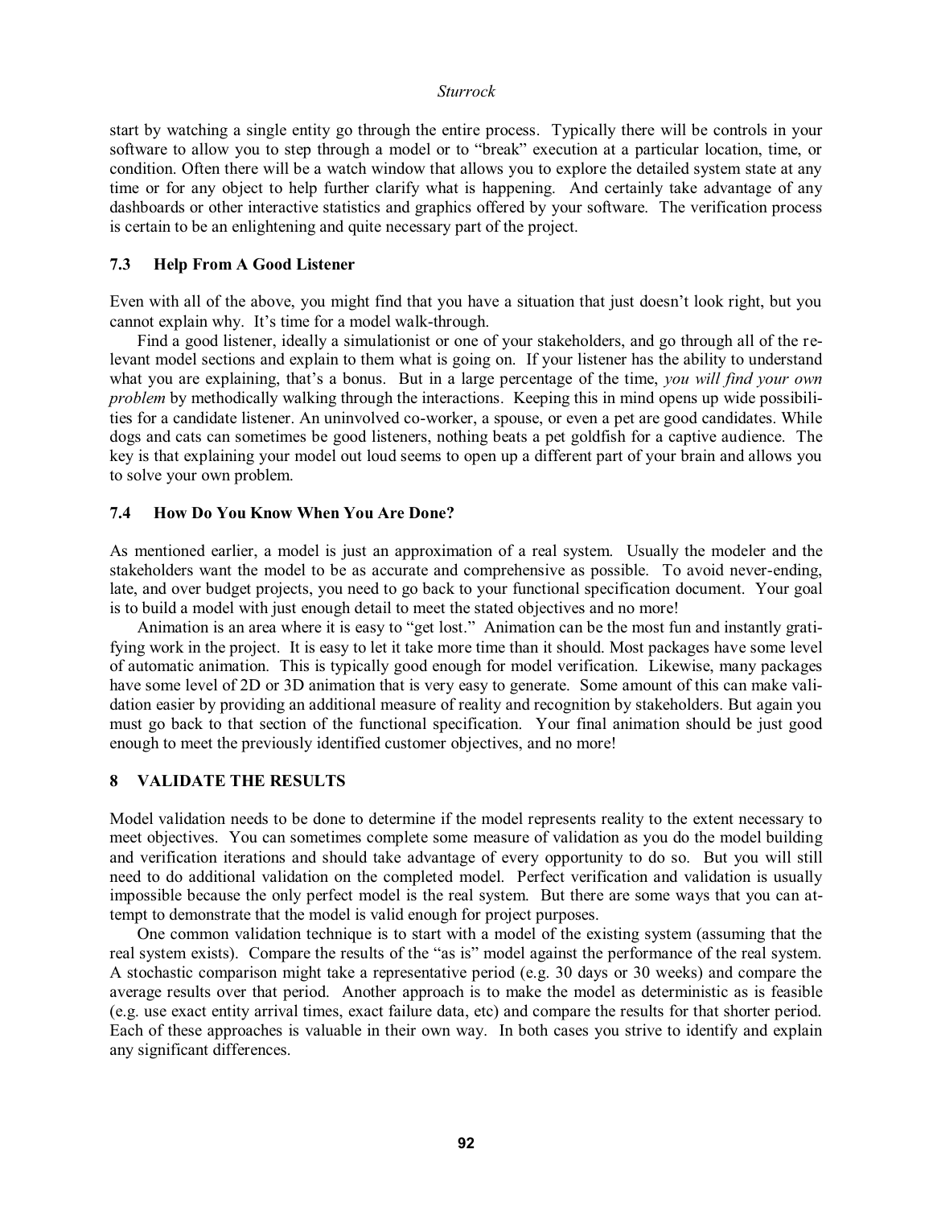start by watching a single entity go through the entire process. Typically there will be controls in your software to allow you to step through a model or to "break" execution at a particular location, time, or condition. Often there will be a watch window that allows you to explore the detailed system state at any time or for any object to help further clarify what is happening. And certainly take advantage of any dashboards or other interactive statistics and graphics offered by your software. The verification process is certain to be an enlightening and quite necessary part of the project.

### 7.3 Help From A Good Listener

Even with all of the above, you might find that you have a situation that just doesn't look right, but you cannot explain why. It's time for a model walk-through.

Find a good listener, ideally a simulationist or one of your stakeholders, and go through all of the relevant model sections and explain to them what is going on. If your listener has the ability to understand what you are explaining, that's a bonus. But in a large percentage of the time, *you will find your own problem* by methodically walking through the interactions. Keeping this in mind opens up wide possibilities for a candidate listener. An uninvolved co-worker, a spouse, or even a pet are good candidates. While dogs and cats can sometimes be good listeners, nothing beats a pet goldfish for a captive audience. The key is that explaining your model out loud seems to open up a different part of your brain and allows you to solve your own problem.

### 7.4 How Do You Know When You Are Done?

As mentioned earlier, a model is just an approximation of a real system. Usually the modeler and the stakeholders want the model to be as accurate and comprehensive as possible. To avoid never-ending, late, and over budget projects, you need to go back to your functional specification document. Your goal is to build a model with just enough detail to meet the stated objectives and no more!

Animation is an area where it is easy to "get lost." Animation can be the most fun and instantly gratifying work in the project. It is easy to let it take more time than it should. Most packages have some level of automatic animation. This is typically good enough for model verification. Likewise, many packages have some level of 2D or 3D animation that is very easy to generate. Some amount of this can make validation easier by providing an additional measure of reality and recognition by stakeholders. But again you must go back to that section of the functional specification. Your final animation should be just good enough to meet the previously identified customer objectives, and no more!

## 8 VALIDATE THE RESULTS

Model validation needs to be done to determine if the model represents reality to the extent necessary to meet objectives. You can sometimes complete some measure of validation as you do the model building and verification iterations and should take advantage of every opportunity to do so. But you will still need to do additional validation on the completed model. Perfect verification and validation is usually impossible because the only perfect model is the real system. But there are some ways that you can attempt to demonstrate that the model is valid enough for project purposes.

One common validation technique is to start with a model of the existing system (assuming that the real system exists). Compare the results of the "as is" model against the performance of the real system. A stochastic comparison might take a representative period (e.g. 30 days or 30 weeks) and compare the average results over that period. Another approach is to make the model as deterministic as is feasible (e.g. use exact entity arrival times, exact failure data, etc) and compare the results for that shorter period. Each of these approaches is valuable in their own way. In both cases you strive to identify and explain any significant differences.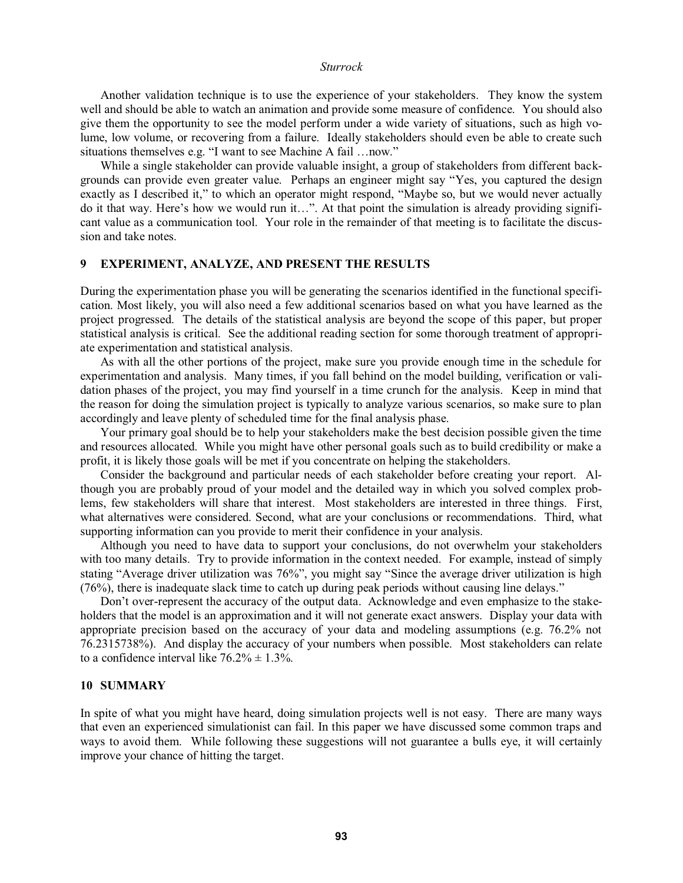Another validation technique is to use the experience of your stakeholders. They know the system well and should be able to watch an animation and provide some measure of confidence. You should also give them the opportunity to see the model perform under a wide variety of situations, such as high volume, low volume, or recovering from a failure. Ideally stakeholders should even be able to create such situations themselves e.g. "I want to see Machine A fail …now."

While a single stakeholder can provide valuable insight, a group of stakeholders from different backgrounds can provide even greater value. Perhaps an engineer might say "Yes, you captured the design exactly as I described it," to which an operator might respond, "Maybe so, but we would never actually do it that way. Here's how we would run it…". At that point the simulation is already providing significant value as a communication tool. Your role in the remainder of that meeting is to facilitate the discussion and take notes.

## 9 EXPERIMENT, ANALYZE, AND PRESENT THE RESULTS

During the experimentation phase you will be generating the scenarios identified in the functional specification. Most likely, you will also need a few additional scenarios based on what you have learned as the project progressed. The details of the statistical analysis are beyond the scope of this paper, but proper statistical analysis is critical. See the additional reading section for some thorough treatment of appropriate experimentation and statistical analysis.

As with all the other portions of the project, make sure you provide enough time in the schedule for experimentation and analysis. Many times, if you fall behind on the model building, verification or validation phases of the project, you may find yourself in a time crunch for the analysis. Keep in mind that the reason for doing the simulation project is typically to analyze various scenarios, so make sure to plan accordingly and leave plenty of scheduled time for the final analysis phase.

Your primary goal should be to help your stakeholders make the best decision possible given the time and resources allocated. While you might have other personal goals such as to build credibility or make a profit, it is likely those goals will be met if you concentrate on helping the stakeholders.

Consider the background and particular needs of each stakeholder before creating your report. Although you are probably proud of your model and the detailed way in which you solved complex problems, few stakeholders will share that interest. Most stakeholders are interested in three things. First, what alternatives were considered. Second, what are your conclusions or recommendations. Third, what supporting information can you provide to merit their confidence in your analysis.

Although you need to have data to support your conclusions, do not overwhelm your stakeholders with too many details. Try to provide information in the context needed. For example, instead of simply stating "Average driver utilization was 76%", you might say "Since the average driver utilization is high (76%), there is inadequate slack time to catch up during peak periods without causing line delays."

Don't over-represent the accuracy of the output data. Acknowledge and even emphasize to the stakeholders that the model is an approximation and it will not generate exact answers. Display your data with appropriate precision based on the accuracy of your data and modeling assumptions (e.g. 76.2% not 76.2315738%). And display the accuracy of your numbers when possible. Most stakeholders can relate to a confidence interval like 76.2% ± 1.3%.

## 10 SUMMARY

In spite of what you might have heard, doing simulation projects well is not easy. There are many ways that even an experienced simulationist can fail. In this paper we have discussed some common traps and ways to avoid them. While following these suggestions will not guarantee a bulls eye, it will certainly improve your chance of hitting the target.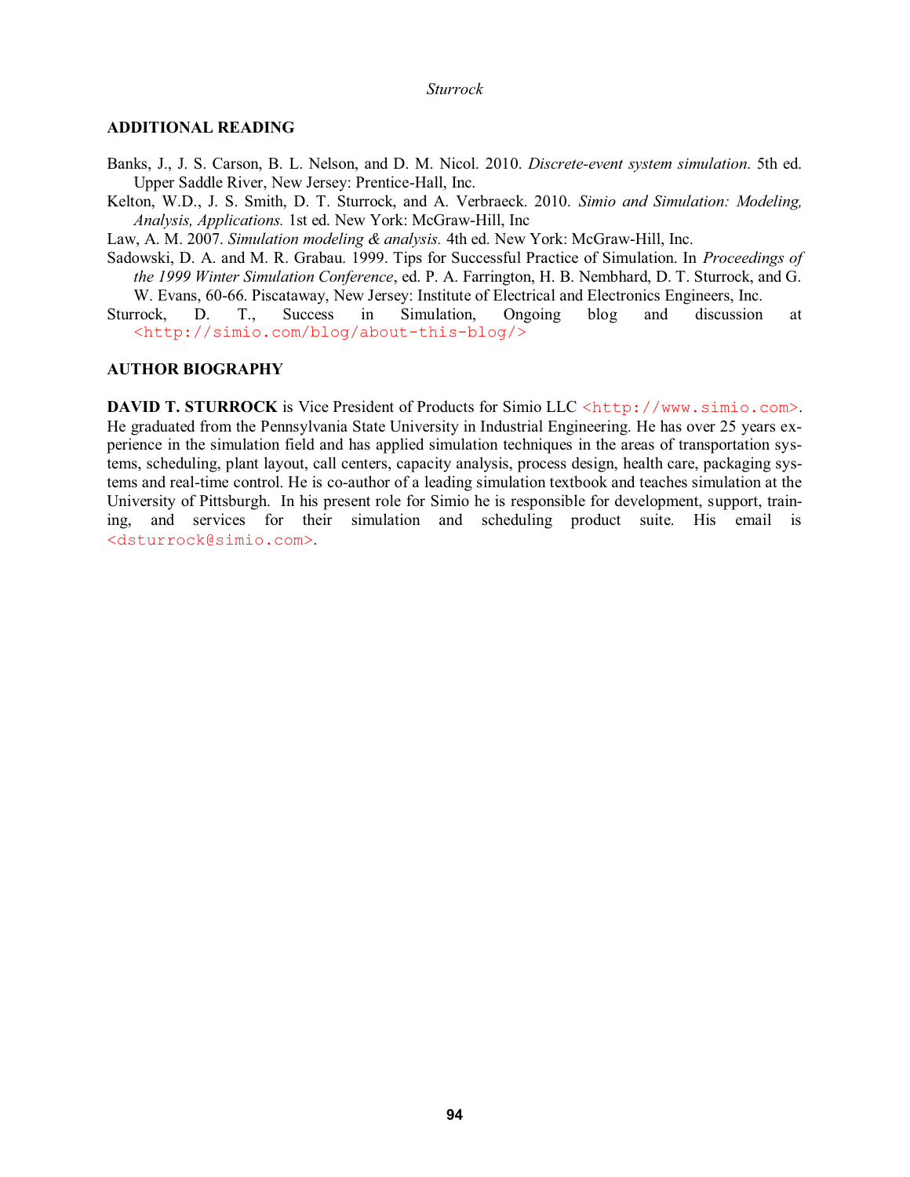## ADDITIONAL READING

Banks, J., J. S. Carson, B. L. Nelson, and D. M. Nicol. 2010. *Discrete-event system simulation*. 5th ed. Upper Saddle River, New Jersey: Prentice-Hall, Inc.

Kelton, W.D., J. S. Smith, D. T. Sturrock, and A. Verbraeck. 2010. *Simio and Simulation: Modeling, Analysis, Applications.* 1st ed. New York: McGraw-Hill, Inc

Law, A. M. 2007. *Simulation modeling & analysis.* 4th ed. New York: McGraw-Hill, Inc.

Sadowski, D. A. and M. R. Grabau. 1999. Tips for Successful Practice of Simulation. In *Proceedings of the 1999 Winter Simulation Conference*, ed. P. A. Farrington, H. B. Nembhard, D. T. Sturrock, and G. W. Evans, 60-66. Piscataway, New Jersey: Institute of Electrical and Electronics Engineers, Inc.

Sturrock, D. T., Success in Simulation, Ongoing blog and discussion at <http://simio.com/blog/about-this-blog/>

## AUTHOR BIOGRAPHY

**DAVID T. STURROCK** is Vice President of Products for Simio LLC <http://www.simio.com>. He graduated from the Pennsylvania State University in Industrial Engineering. He has over 25 years experience in the simulation field and has applied simulation techniques in the areas of transportation systems, scheduling, plant layout, call centers, capacity analysis, process design, health care, packaging systems and real-time control. He is co-author of a leading simulation textbook and teaches simulation at the University of Pittsburgh. In his present role for Simio he is responsible for development, support, training, and services for their simulation and scheduling product suite. His email is <dsturrock@simio.com>.